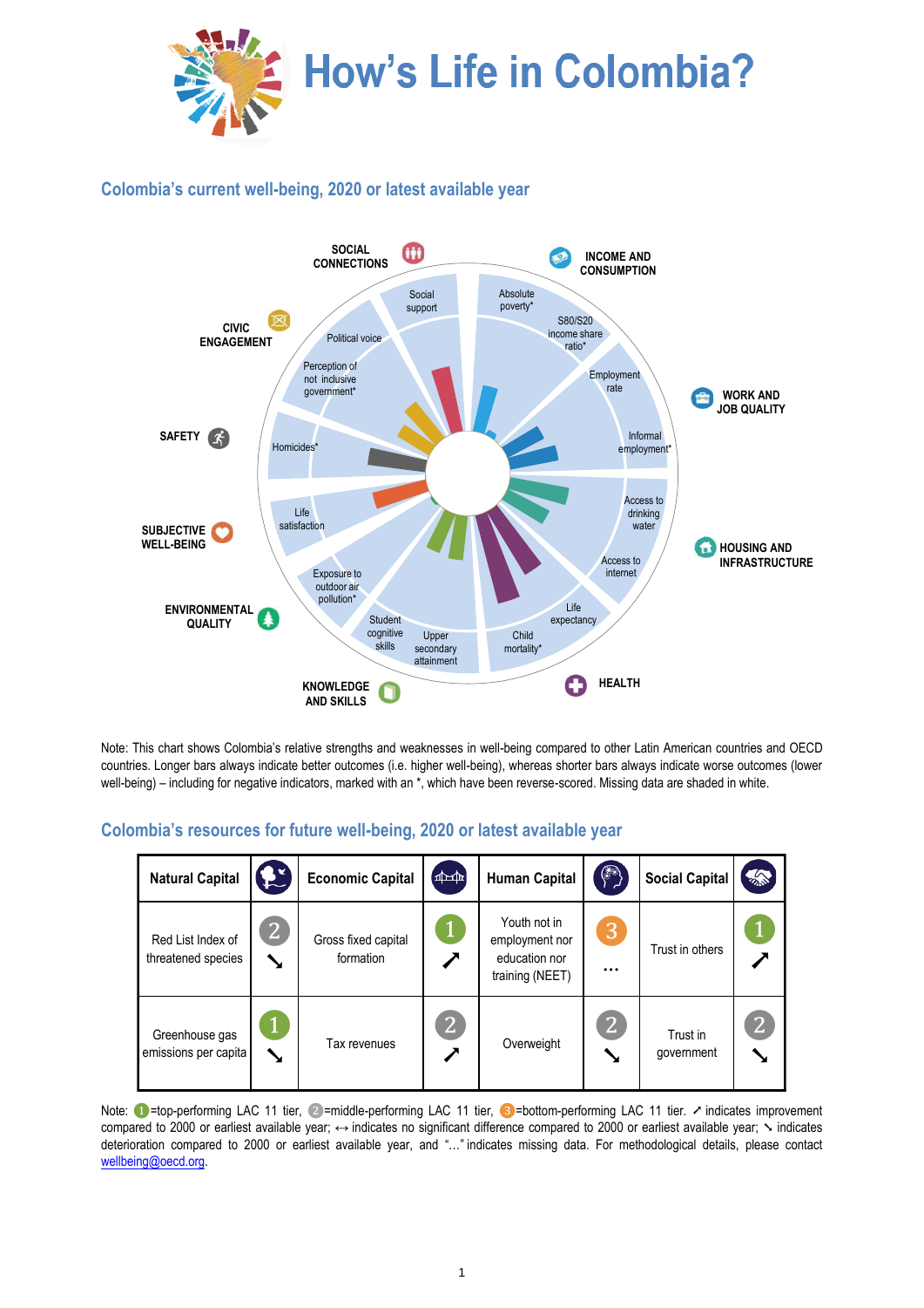# How's Life in Colombia?

## Colombia's current well-being, 2020 or latest available year

SOCIAL CONNECTIONS — Social support

INCOME AND CONSUMPTION — Absolute poverty*, S80/S20 income share ratio*

WORK AND JOB QUALITY — Employment rate, Informal employment*

HOUSING AND INFRASTRUCTURE — Access to drinking water, Access to internet

HEALTH — Life expectancy, Child mortality*

KNOWLEDGE AND SKILLS — Upper secondary attainment, Student cognitive skills

ENVIRONMENTAL QUALITY — Exposure to outdoor air pollution*

SUBJECTIVE WELL-BEING — Life satisfaction

SAFETY — Homicides*

CIVIC ENGAGEMENT — Perception of not inclusive government*, Political voice

Note: This chart shows Colombia's relative strengths and weaknesses in well-being compared to other Latin American countries and OECD countries. Longer bars always indicate better outcomes (i.e. higher well-being), whereas shorter bars always indicate worse outcomes (lower well-being) – including for negative indicators, marked with an *, which have been reverse-scored. Missing data are shaded in white.

## Colombia's resources for future well-being, 2020 or latest available year

| Natural Capital | | Economic Capital | | Human Capital | | Social Capital | |
|---|---|---|---|---|---|---|---|
| Red List Index of threatened species | 2 ↘ | Gross fixed capital formation | 1 ↗ | Youth not in employment nor education nor training (NEET) | 3 … | Trust in others | 1 ↗ |
| Greenhouse gas emissions per capita | 1 ↘ | Tax revenues | 2 ↗ | Overweight | 2 ↘ | Trust in government | 2 ↘ |

Note: 1=top-performing LAC 11 tier, 2=middle-performing LAC 11 tier, 3=bottom-performing LAC 11 tier. ↗ indicates improvement compared to 2000 or earliest available year; ↔ indicates no significant difference compared to 2000 or earliest available year; ↘ indicates deterioration compared to 2000 or earliest available year, and "..." indicates missing data. For methodological details, please contact wellbeing@oecd.org.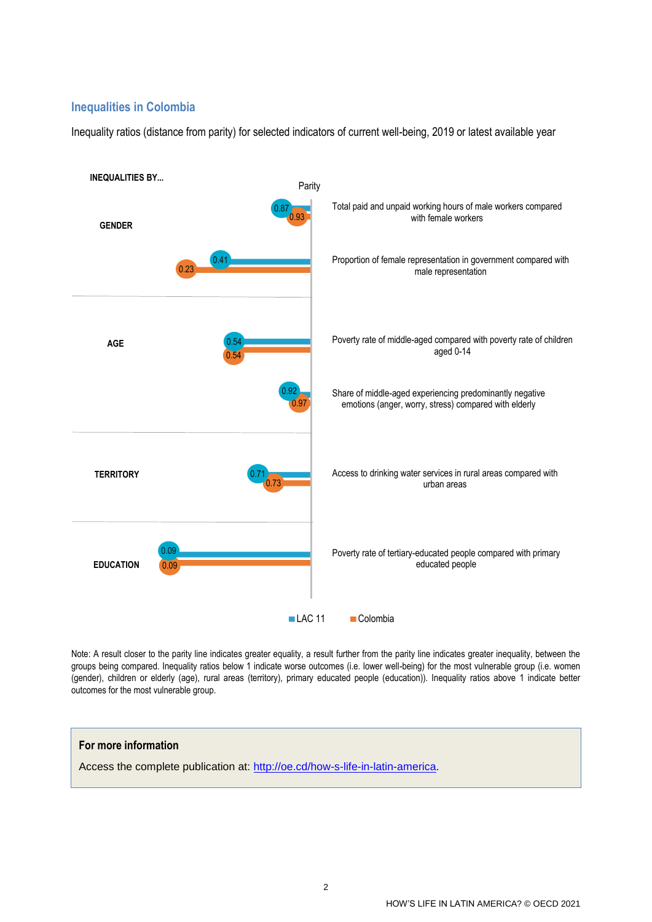## Inequalities in Colombia

Inequality ratios (distance from parity) for selected indicators of current well-being, 2019 or latest available year

INEQUALITIES BY...

Parity

GENDER

0.87
0.93
Total paid and unpaid working hours of male workers compared with female workers

0.41
0.23
Proportion of female representation in government compared with male representation

AGE

0.54
0.54
Poverty rate of middle-aged compared with poverty rate of children aged 0-14

0.92
0.97
Share of middle-aged experiencing predominantly negative emotions (anger, worry, stress) compared with elderly

TERRITORY

0.71
0.73
Access to drinking water services in rural areas compared with urban areas

EDUCATION

0.09
0.09
Poverty rate of tertiary-educated people compared with primary educated people

LAC 11
Colombia

Note: A result closer to the parity line indicates greater equality, a result further from the parity line indicates greater inequality, between the groups being compared. Inequality ratios below 1 indicate worse outcomes (i.e. lower well-being) for the most vulnerable group (i.e. women (gender), children or elderly (age), rural areas (territory), primary educated people (education)). Inequality ratios above 1 indicate better outcomes for the most vulnerable group.

**For more information**

Access the complete publication at: [http://oe.cd/how-s-life-in-latin-america](http://oe.cd/how-s-life-in-latin-america).